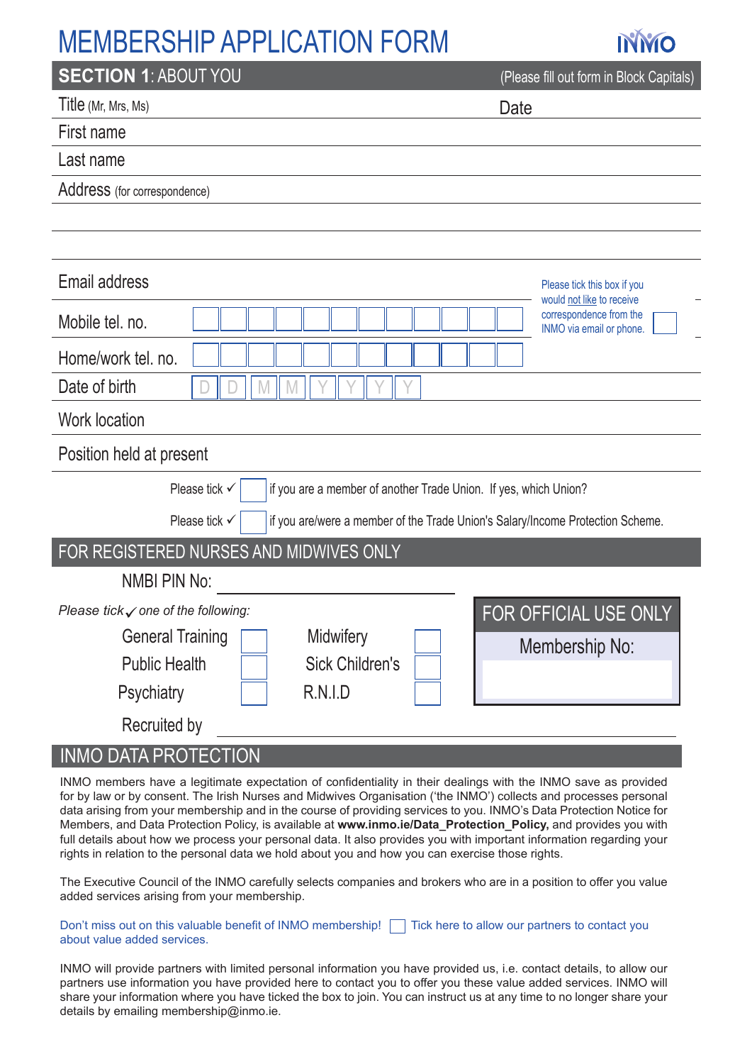# MEMBERSHIP APPLICATION FORM

INMO

## SECTION 1: ABOUT YOU

(Please fill out form in Block Capitals)

Title (Mr, Mrs, Ms)

Date

First name

Last name

Address (for correspondence)

Email address

Please tick this box if you would not like to receive correspondence from the INMO via email or phone. ☐

Mobile tel. no.

Home/work tel. no.

Date of birth D D M M Y Y Y Y

Work location

Position held at present

Please tick ✓ ☐ if you are a member of another Trade Union. If yes, which Union?

Please tick ✓ ☐ if you are/were a member of the Trade Union's Salary/Income Protection Scheme.

## FOR REGISTERED NURSES AND MIDWIVES ONLY

NMBI PIN No:

*Please tick ✓ one of the following:*

| | | | |
|---|---|---|---|
| General Training | ☐ | Midwifery | ☐ |
| Public Health | ☐ | Sick Children's | ☐ |
| Psychiatry | ☐ | R.N.I.D | ☐ |

Recruited by

**FOR OFFICIAL USE ONLY**

Membership No:

## INMO DATA PROTECTION

INMO members have a legitimate expectation of confidentiality in their dealings with the INMO save as provided for by law or by consent. The Irish Nurses and Midwives Organisation ('the INMO') collects and processes personal data arising from your membership and in the course of providing services to you. INMO's Data Protection Notice for Members, and Data Protection Policy, is available at **www.inmo.ie/Data_Protection_Policy,** and provides you with full details about how we process your personal data. It also provides you with important information regarding your rights in relation to the personal data we hold about you and how you can exercise those rights.

The Executive Council of the INMO carefully selects companies and brokers who are in a position to offer you value added services arising from your membership.

Don't miss out on this valuable benefit of INMO membership! ☐ Tick here to allow our partners to contact you about value added services.

INMO will provide partners with limited personal information you have provided us, i.e. contact details, to allow our partners use information you have provided here to contact you to offer you these value added services. INMO will share your information where you have ticked the box to join. You can instruct us at any time to no longer share your details by emailing membership@inmo.ie.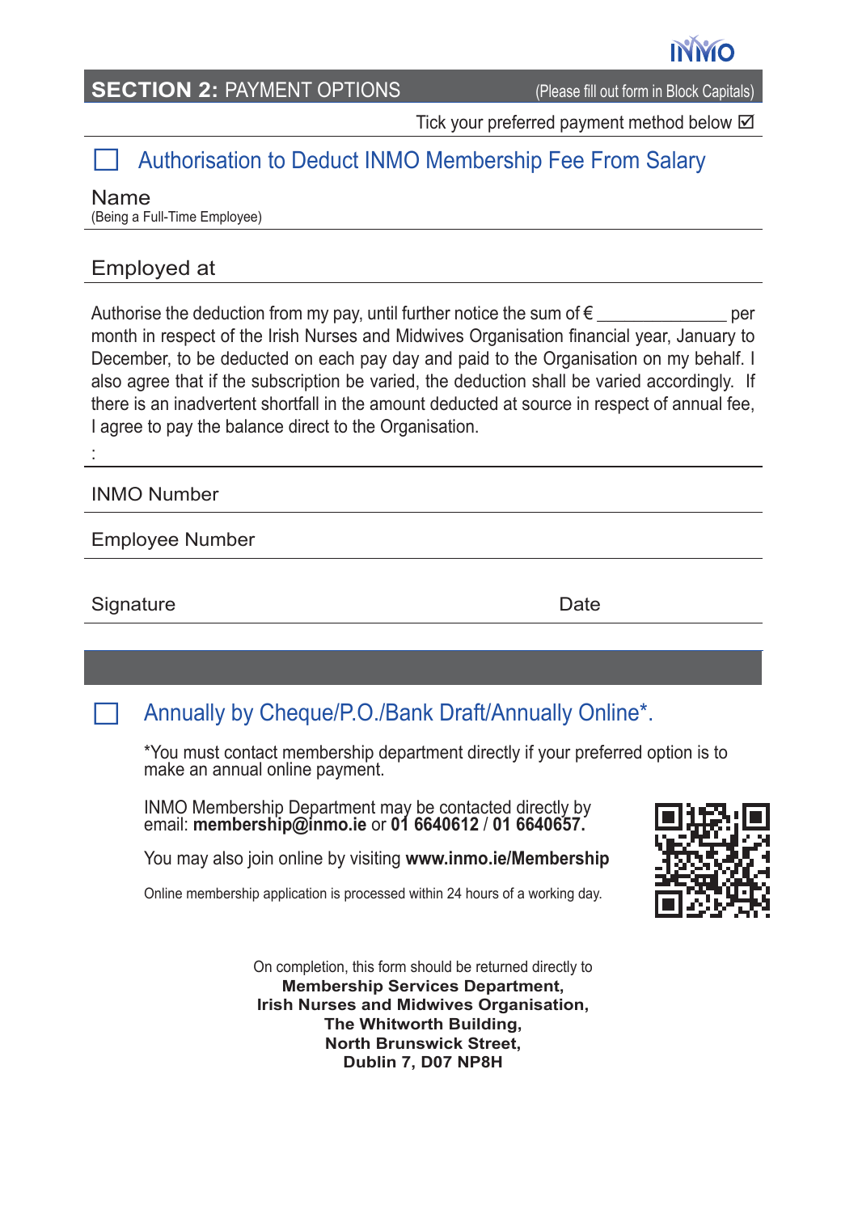## SECTION 2: PAYMENT OPTIONS

(Please fill out form in Block Capitals)

Tick your preferred payment method below ☑

☐ **Authorisation to Deduct INMO Membership Fee From Salary**

Name
(Being a Full-Time Employee)

Employed at

Authorise the deduction from my pay, until further notice the sum of € _____________ per month in respect of the Irish Nurses and Midwives Organisation financial year, January to December, to be deducted on each pay day and paid to the Organisation on my behalf. I also agree that if the subscription be varied, the deduction shall be varied accordingly. If there is an inadvertent shortfall in the amount deducted at source in respect of annual fee, I agree to pay the balance direct to the Organisation.

:

INMO Number

Employee Number

Signature

Date

☐ **Annually by Cheque/P.O./Bank Draft/Annually Online*.**

*You must contact membership department directly if your preferred option is to make an annual online payment.

INMO Membership Department may be contacted directly by email: **membership@inmo.ie** or **01 6640612** / **01 6640657.**

You may also join online by visiting **www.inmo.ie/Membership**

Online membership application is processed within 24 hours of a working day.

On completion, this form should be returned directly to
**Membership Services Department,**
**Irish Nurses and Midwives Organisation,**
**The Whitworth Building,**
**North Brunswick Street,**
**Dublin 7, D07 NP8H**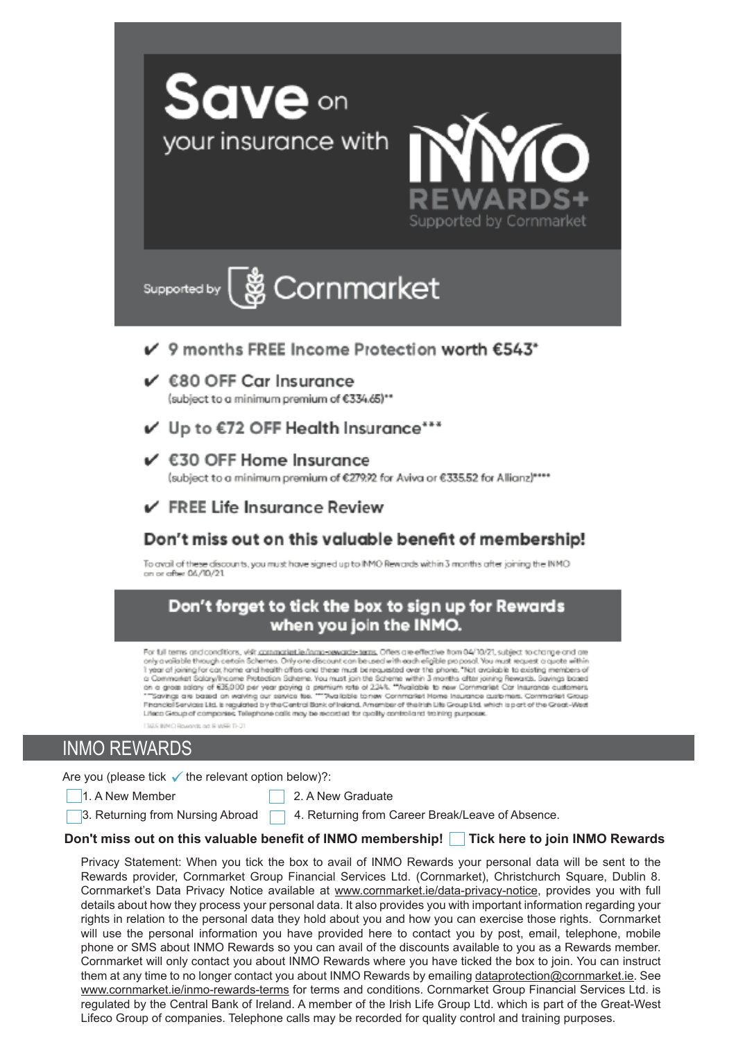# Save on your insurance with INMO REWARDS+

Supported by Cornmarket

Supported by Cornmarket

- ✔ 9 months FREE Income Protection worth €543*
- ✔ €80 OFF Car Insurance
  (subject to a minimum premium of €334.65)**
- ✔ Up to €72 OFF Health Insurance***
- ✔ €30 OFF Home Insurance
  (subject to a minimum premium of €279.92 for Aviva or €335.52 for Allianz)****
- ✔ FREE Life Insurance Review

## Don't miss out on this valuable benefit of membership!

To avail of these discounts, you must have signed up to INMO Rewards within 3 months after joining the INMO on or after 04/10/21.

**Don't forget to tick the box to sign up for Rewards when you join the INMO.**

For full terms and conditions, visit cornmarket.ie/inmo-rewards-terms. Offers are effective from 04/10/21, subject to change and are only available through certain Schemes. Only one discount can be used with each eligible proposal. You must request a quote within 1 year of joining for car, home and health offers and these must be requested over the phone. *Not available to existing members of a Cornmarket Salary/Income Protection Scheme. You must join the Scheme within 3 months after joining Rewards. Savings based on a gross salary of €35,000 per year paying a premium rate of 2.24%. **Available to new Cornmarket Car Insurance customers. ***Savings are based on waiving our service fee. ****Available to new Cornmarket Home Insurance customers. Cornmarket Group Financial Services Ltd. is regulated by the Central Bank of Ireland. A member of the Irish Life Group Ltd. which is part of the Great-West Lifeco Group of companies. Telephone calls may be recorded for quality control and training purposes.

1325 INMO Rewards ad R WEB 11-21

## INMO REWARDS

Are you (please tick ✓ the relevant option below)?:

- ☐ 1. A New Member
- ☐ 2. A New Graduate
- ☐ 3. Returning from Nursing Abroad
- ☐ 4. Returning from Career Break/Leave of Absence.

**Don't miss out on this valuable benefit of INMO membership! ☐ Tick here to join INMO Rewards**

Privacy Statement: When you tick the box to avail of INMO Rewards your personal data will be sent to the Rewards provider, Cornmarket Group Financial Services Ltd. (Cornmarket), Christchurch Square, Dublin 8. Cornmarket's Data Privacy Notice available at www.cornmarket.ie/data-privacy-notice, provides you with full details about how they process your personal data. It also provides you with important information regarding your rights in relation to the personal data they hold about you and how you can exercise those rights. Cornmarket will use the personal information you have provided here to contact you by post, email, telephone, mobile phone or SMS about INMO Rewards so you can avail of the discounts available to you as a Rewards member. Cornmarket will only contact you about INMO Rewards where you have ticked the box to join. You can instruct them at any time to no longer contact you about INMO Rewards by emailing dataprotection@cornmarket.ie. See www.cornmarket.ie/inmo-rewards-terms for terms and conditions. Cornmarket Group Financial Services Ltd. is regulated by the Central Bank of Ireland. A member of the Irish Life Group Ltd. which is part of the Great-West Lifeco Group of companies. Telephone calls may be recorded for quality control and training purposes.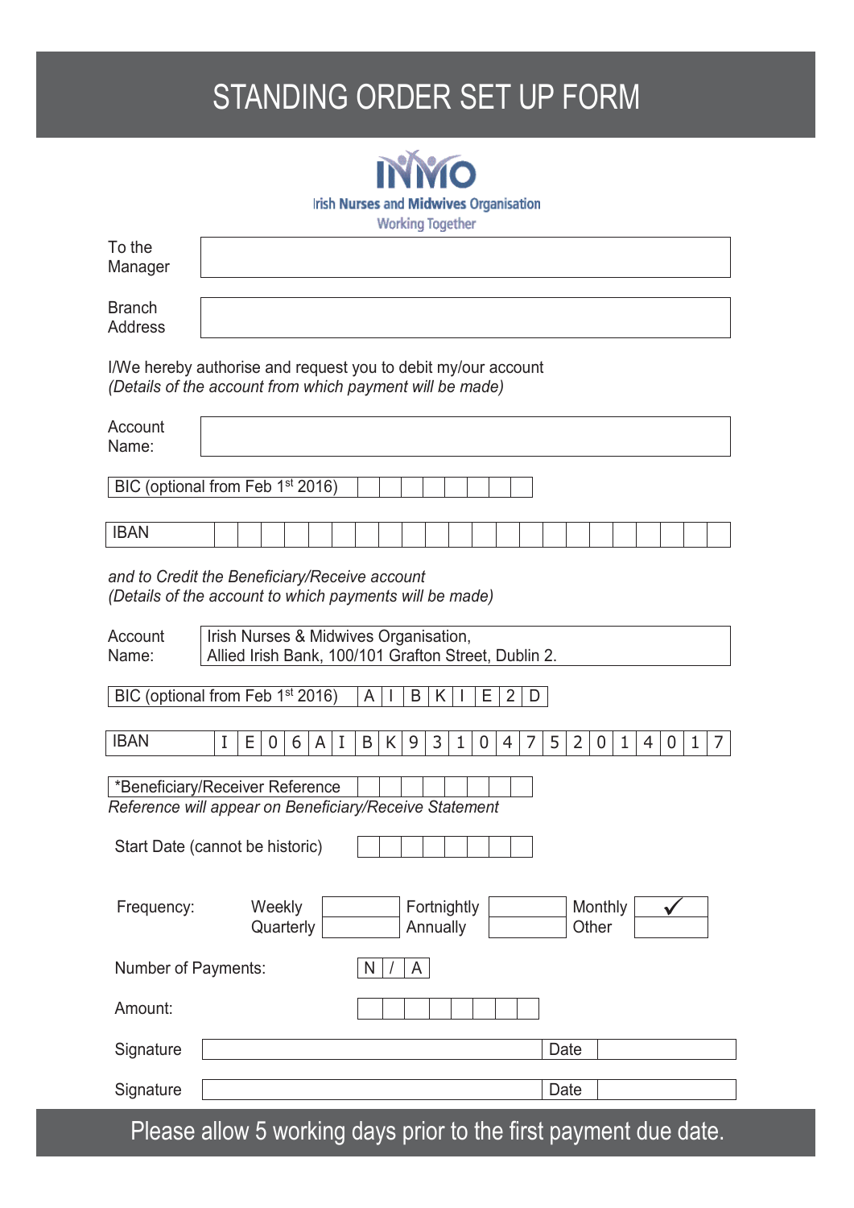# STANDING ORDER SET UP FORM

INMO

Irish Nurses and Midwives Organisation

Working Together

| | |
|---|---|
| To the Manager | |
| Branch Address | |

I/We hereby authorise and request you to debit my/our account
*(Details of the account from which payment will be made)*

| | |
|---|---|
| Account Name: | |
| BIC (optional from Feb 1st 2016) | |
| IBAN | |

*and to Credit the Beneficiary/Receive account*
*(Details of the account to which payments will be made)*

| | |
|---|---|
| Account Name: | Irish Nurses & Midwives Organisation, Allied Irish Bank, 100/101 Grafton Street, Dublin 2. |
| BIC (optional from Feb 1st 2016) | A I B K I E 2 D |
| IBAN | I E 0 6 A I B K 9 3 1 0 4 7 5 2 0 1 4 0 1 7 |

*Beneficiary/Receiver Reference
*Reference will appear on Beneficiary/Receive Statement*

Start Date (cannot be historic)

| Frequency: | | | | | |
|---|---|---|---|---|---|
| Weekly | | Fortnightly | | Monthly | ✓ |
| Quarterly | | Annually | | Other | |

Number of Payments: N / A

Amount:

| | | | |
|---|---|---|---|
| Signature | | Date | |
| Signature | | Date | |

Please allow 5 working days prior to the first payment due date.